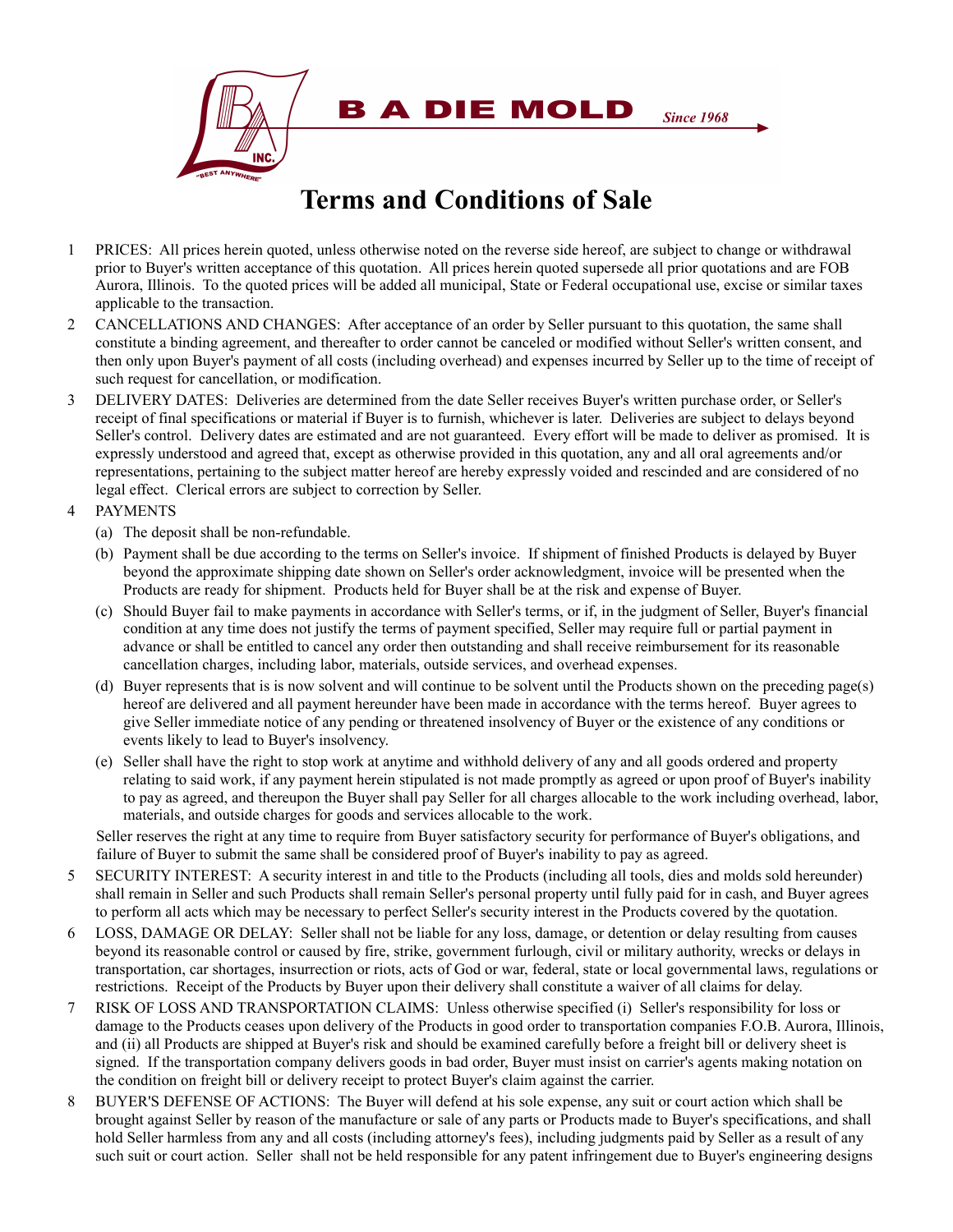**B A DIE MOLD** *Since 1968*

INC. "BEST ANYWHERE"

# Terms and Conditions of Sale

1 PRICES: All prices herein quoted, unless otherwise noted on the reverse side hereof, are subject to change or withdrawal prior to Buyer's written acceptance of this quotation. All prices herein quoted supersede all prior quotations and are FOB Aurora, Illinois. To the quoted prices will be added all municipal, State or Federal occupational use, excise or similar taxes applicable to the transaction.

2 CANCELLATIONS AND CHANGES: After acceptance of an order by Seller pursuant to this quotation, the same shall constitute a binding agreement, and thereafter to order cannot be canceled or modified without Seller's written consent, and then only upon Buyer's payment of all costs (including overhead) and expenses incurred by Seller up to the time of receipt of such request for cancellation, or modification.

3 DELIVERY DATES: Deliveries are determined from the date Seller receives Buyer's written purchase order, or Seller's receipt of final specifications or material if Buyer is to furnish, whichever is later. Deliveries are subject to delays beyond Seller's control. Delivery dates are estimated and are not guaranteed. Every effort will be made to deliver as promised. It is expressly understood and agreed that, except as otherwise provided in this quotation, any and all oral agreements and/or representations, pertaining to the subject matter hereof are hereby expressly voided and rescinded and are considered of no legal effect. Clerical errors are subject to correction by Seller.

4 PAYMENTS

(a) The deposit shall be non-refundable.

(b) Payment shall be due according to the terms on Seller's invoice. If shipment of finished Products is delayed by Buyer beyond the approximate shipping date shown on Seller's order acknowledgment, invoice will be presented when the Products are ready for shipment. Products held for Buyer shall be at the risk and expense of Buyer.

(c) Should Buyer fail to make payments in accordance with Seller's terms, or if, in the judgment of Seller, Buyer's financial condition at any time does not justify the terms of payment specified, Seller may require full or partial payment in advance or shall be entitled to cancel any order then outstanding and shall receive reimbursement for its reasonable cancellation charges, including labor, materials, outside services, and overhead expenses.

(d) Buyer represents that is is now solvent and will continue to be solvent until the Products shown on the preceding page(s) hereof are delivered and all payment hereunder have been made in accordance with the terms hereof. Buyer agrees to give Seller immediate notice of any pending or threatened insolvency of Buyer or the existence of any conditions or events likely to lead to Buyer's insolvency.

(e) Seller shall have the right to stop work at anytime and withhold delivery of any and all goods ordered and property relating to said work, if any payment herein stipulated is not made promptly as agreed or upon proof of Buyer's inability to pay as agreed, and thereupon the Buyer shall pay Seller for all charges allocable to the work including overhead, labor, materials, and outside charges for goods and services allocable to the work.

Seller reserves the right at any time to require from Buyer satisfactory security for performance of Buyer's obligations, and failure of Buyer to submit the same shall be considered proof of Buyer's inability to pay as agreed.

5 SECURITY INTEREST: A security interest in and title to the Products (including all tools, dies and molds sold hereunder) shall remain in Seller and such Products shall remain Seller's personal property until fully paid for in cash, and Buyer agrees to perform all acts which may be necessary to perfect Seller's security interest in the Products covered by the quotation.

6 LOSS, DAMAGE OR DELAY: Seller shall not be liable for any loss, damage, or detention or delay resulting from causes beyond its reasonable control or caused by fire, strike, government furlough, civil or military authority, wrecks or delays in transportation, car shortages, insurrection or riots, acts of God or war, federal, state or local governmental laws, regulations or restrictions. Receipt of the Products by Buyer upon their delivery shall constitute a waiver of all claims for delay.

7 RISK OF LOSS AND TRANSPORTATION CLAIMS: Unless otherwise specified (i) Seller's responsibility for loss or damage to the Products ceases upon delivery of the Products in good order to transportation companies F.O.B. Aurora, Illinois, and (ii) all Products are shipped at Buyer's risk and should be examined carefully before a freight bill or delivery sheet is signed. If the transportation company delivers goods in bad order, Buyer must insist on carrier's agents making notation on the condition on freight bill or delivery receipt to protect Buyer's claim against the carrier.

8 BUYER'S DEFENSE OF ACTIONS: The Buyer will defend at his sole expense, any suit or court action which shall be brought against Seller by reason of the manufacture or sale of any parts or Products made to Buyer's specifications, and shall hold Seller harmless from any and all costs (including attorney's fees), including judgments paid by Seller as a result of any such suit or court action. Seller shall not be held responsible for any patent infringement due to Buyer's engineering designs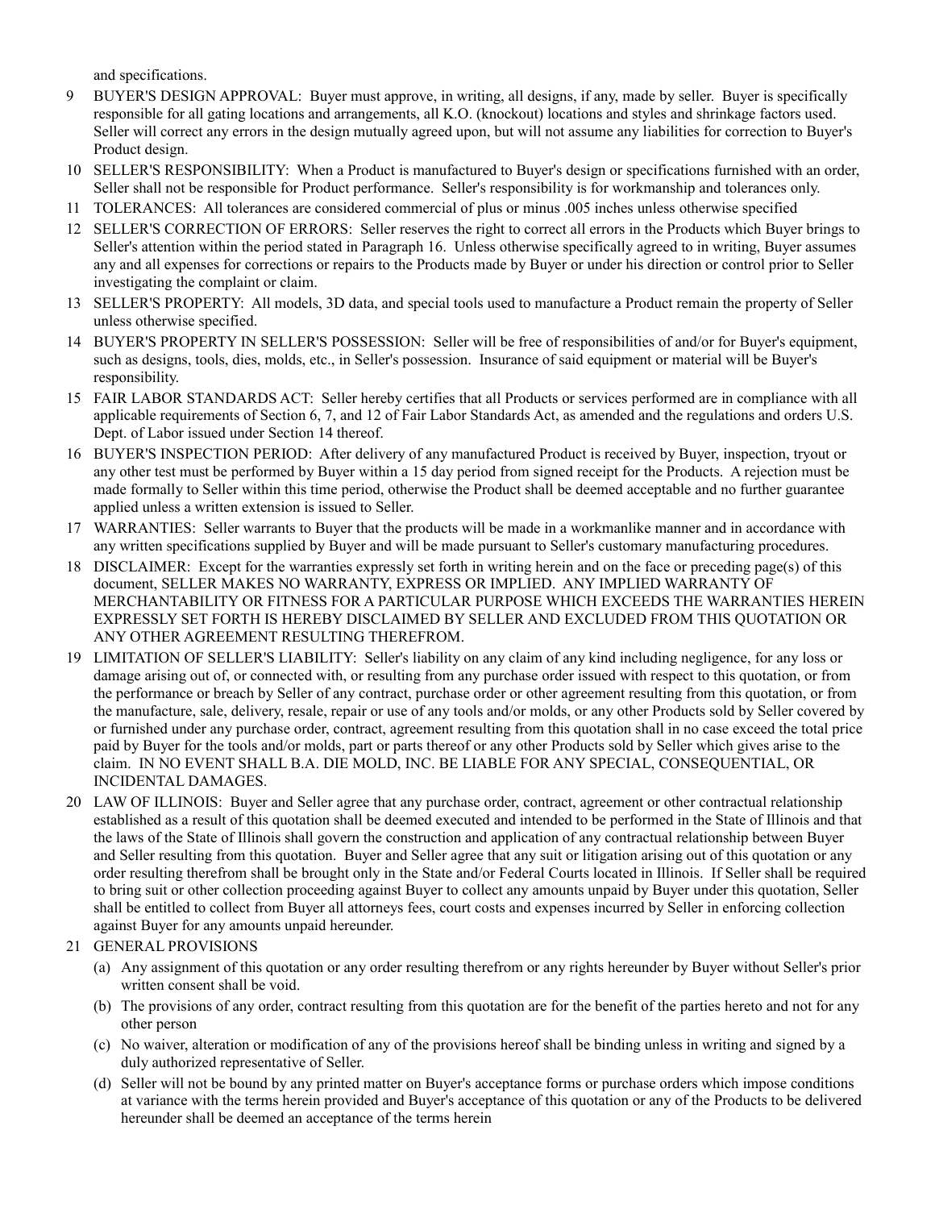and specifications.

9 BUYER'S DESIGN APPROVAL: Buyer must approve, in writing, all designs, if any, made by seller. Buyer is specifically responsible for all gating locations and arrangements, all K.O. (knockout) locations and styles and shrinkage factors used. Seller will correct any errors in the design mutually agreed upon, but will not assume any liabilities for correction to Buyer's Product design.

10 SELLER'S RESPONSIBILITY: When a Product is manufactured to Buyer's design or specifications furnished with an order, Seller shall not be responsible for Product performance. Seller's responsibility is for workmanship and tolerances only.

11 TOLERANCES: All tolerances are considered commercial of plus or minus .005 inches unless otherwise specified

12 SELLER'S CORRECTION OF ERRORS: Seller reserves the right to correct all errors in the Products which Buyer brings to Seller's attention within the period stated in Paragraph 16. Unless otherwise specifically agreed to in writing, Buyer assumes any and all expenses for corrections or repairs to the Products made by Buyer or under his direction or control prior to Seller investigating the complaint or claim.

13 SELLER'S PROPERTY: All models, 3D data, and special tools used to manufacture a Product remain the property of Seller unless otherwise specified.

14 BUYER'S PROPERTY IN SELLER'S POSSESSION: Seller will be free of responsibilities of and/or for Buyer's equipment, such as designs, tools, dies, molds, etc., in Seller's possession. Insurance of said equipment or material will be Buyer's responsibility.

15 FAIR LABOR STANDARDS ACT: Seller hereby certifies that all Products or services performed are in compliance with all applicable requirements of Section 6, 7, and 12 of Fair Labor Standards Act, as amended and the regulations and orders U.S. Dept. of Labor issued under Section 14 thereof.

16 BUYER'S INSPECTION PERIOD: After delivery of any manufactured Product is received by Buyer, inspection, tryout or any other test must be performed by Buyer within a 15 day period from signed receipt for the Products. A rejection must be made formally to Seller within this time period, otherwise the Product shall be deemed acceptable and no further guarantee applied unless a written extension is issued to Seller.

17 WARRANTIES: Seller warrants to Buyer that the products will be made in a workmanlike manner and in accordance with any written specifications supplied by Buyer and will be made pursuant to Seller's customary manufacturing procedures.

18 DISCLAIMER: Except for the warranties expressly set forth in writing herein and on the face or preceding page(s) of this document, SELLER MAKES NO WARRANTY, EXPRESS OR IMPLIED. ANY IMPLIED WARRANTY OF MERCHANTABILITY OR FITNESS FOR A PARTICULAR PURPOSE WHICH EXCEEDS THE WARRANTIES HEREIN EXPRESSLY SET FORTH IS HEREBY DISCLAIMED BY SELLER AND EXCLUDED FROM THIS QUOTATION OR ANY OTHER AGREEMENT RESULTING THEREFROM.

19 LIMITATION OF SELLER'S LIABILITY: Seller's liability on any claim of any kind including negligence, for any loss or damage arising out of, or connected with, or resulting from any purchase order issued with respect to this quotation, or from the performance or breach by Seller of any contract, purchase order or other agreement resulting from this quotation, or from the manufacture, sale, delivery, resale, repair or use of any tools and/or molds, or any other Products sold by Seller covered by or furnished under any purchase order, contract, agreement resulting from this quotation shall in no case exceed the total price paid by Buyer for the tools and/or molds, part or parts thereof or any other Products sold by Seller which gives arise to the claim. IN NO EVENT SHALL B.A. DIE MOLD, INC. BE LIABLE FOR ANY SPECIAL, CONSEQUENTIAL, OR INCIDENTAL DAMAGES.

20 LAW OF ILLINOIS: Buyer and Seller agree that any purchase order, contract, agreement or other contractual relationship established as a result of this quotation shall be deemed executed and intended to be performed in the State of Illinois and that the laws of the State of Illinois shall govern the construction and application of any contractual relationship between Buyer and Seller resulting from this quotation. Buyer and Seller agree that any suit or litigation arising out of this quotation or any order resulting therefrom shall be brought only in the State and/or Federal Courts located in Illinois. If Seller shall be required to bring suit or other collection proceeding against Buyer to collect any amounts unpaid by Buyer under this quotation, Seller shall be entitled to collect from Buyer all attorneys fees, court costs and expenses incurred by Seller in enforcing collection against Buyer for any amounts unpaid hereunder.

21 GENERAL PROVISIONS

(a) Any assignment of this quotation or any order resulting therefrom or any rights hereunder by Buyer without Seller's prior written consent shall be void.

(b) The provisions of any order, contract resulting from this quotation are for the benefit of the parties hereto and not for any other person

(c) No waiver, alteration or modification of any of the provisions hereof shall be binding unless in writing and signed by a duly authorized representative of Seller.

(d) Seller will not be bound by any printed matter on Buyer's acceptance forms or purchase orders which impose conditions at variance with the terms herein provided and Buyer's acceptance of this quotation or any of the Products to be delivered hereunder shall be deemed an acceptance of the terms herein